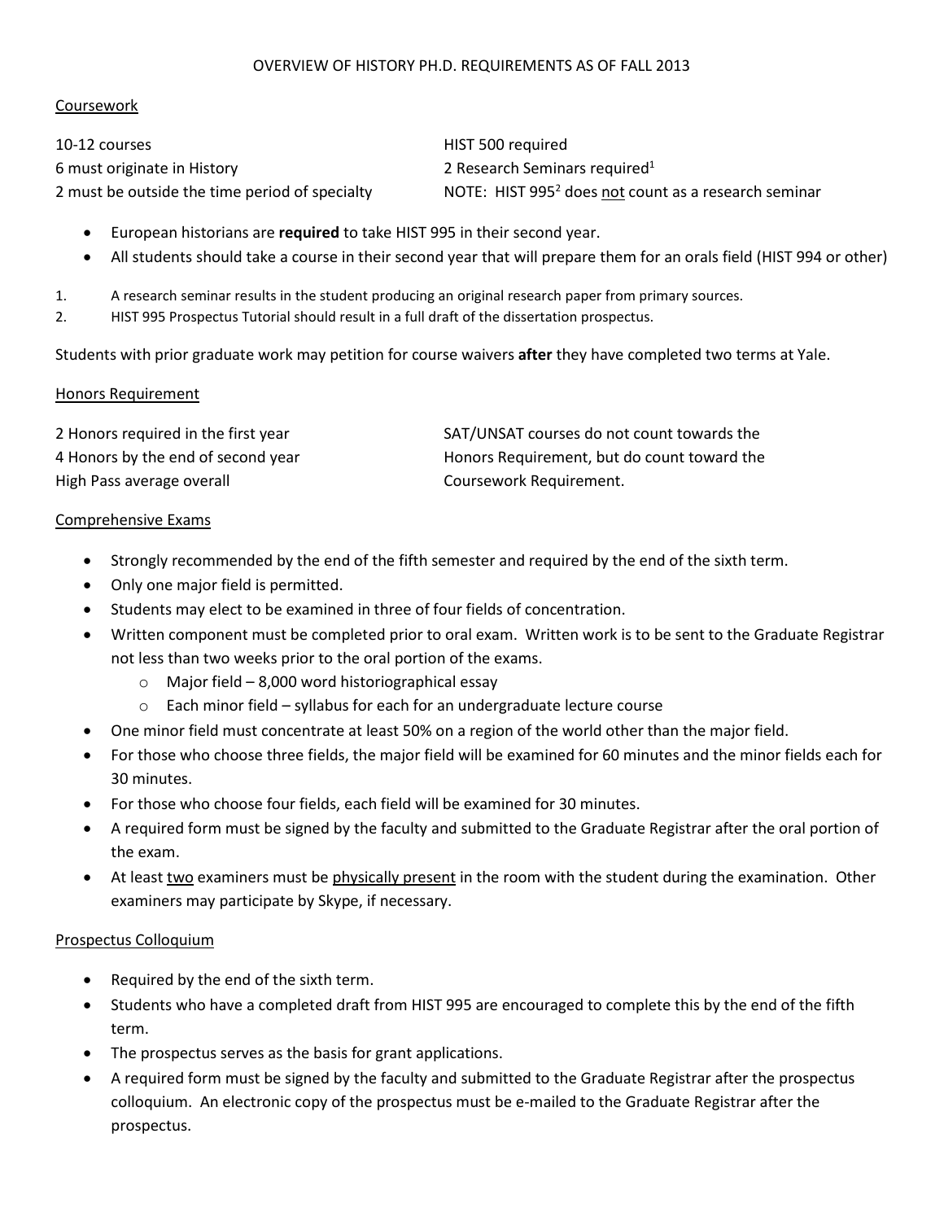# OVERVIEW OF HISTORY PH.D. REQUIREMENTS AS OF FALL 2013

## Coursework

10-12 courses

6 must originate in History

2 must be outside the time period of specialty

HIST 500 required

2 Research Seminars required[1]

NOTE: HIST 995[2] does not count as a research seminar

- European historians are **required** to take HIST 995 in their second year.
- All students should take a course in their second year that will prepare them for an orals field (HIST 994 or other)

1. A research seminar results in the student producing an original research paper from primary sources.
2. HIST 995 Prospectus Tutorial should result in a full draft of the dissertation prospectus.

Students with prior graduate work may petition for course waivers **after** they have completed two terms at Yale.

## Honors Requirement

2 Honors required in the first year

4 Honors by the end of second year

High Pass average overall

SAT/UNSAT courses do not count towards the Honors Requirement, but do count toward the Coursework Requirement.

## Comprehensive Exams

- Strongly recommended by the end of the fifth semester and required by the end of the sixth term.
- Only one major field is permitted.
- Students may elect to be examined in three of four fields of concentration.
- Written component must be completed prior to oral exam. Written work is to be sent to the Graduate Registrar not less than two weeks prior to the oral portion of the exams.
  - Major field – 8,000 word historiographical essay
  - Each minor field – syllabus for each for an undergraduate lecture course
- One minor field must concentrate at least 50% on a region of the world other than the major field.
- For those who choose three fields, the major field will be examined for 60 minutes and the minor fields each for 30 minutes.
- For those who choose four fields, each field will be examined for 30 minutes.
- A required form must be signed by the faculty and submitted to the Graduate Registrar after the oral portion of the exam.
- At least two examiners must be physically present in the room with the student during the examination. Other examiners may participate by Skype, if necessary.

## Prospectus Colloquium

- Required by the end of the sixth term.
- Students who have a completed draft from HIST 995 are encouraged to complete this by the end of the fifth term.
- The prospectus serves as the basis for grant applications.
- A required form must be signed by the faculty and submitted to the Graduate Registrar after the prospectus colloquium. An electronic copy of the prospectus must be e-mailed to the Graduate Registrar after the prospectus.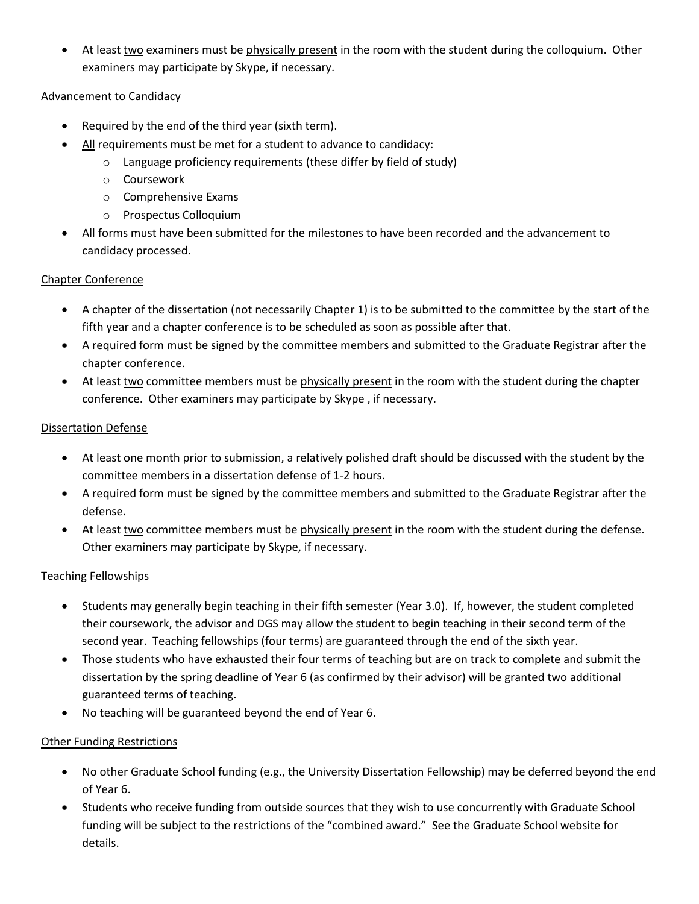- At least <u>two</u> examiners must be <u>physically present</u> in the room with the student during the colloquium. Other examiners may participate by Skype, if necessary.

<u>Advancement to Candidacy</u>

- Required by the end of the third year (sixth term).
- <u>All</u> requirements must be met for a student to advance to candidacy:
  - Language proficiency requirements (these differ by field of study)
  - Coursework
  - Comprehensive Exams
  - Prospectus Colloquium
- All forms must have been submitted for the milestones to have been recorded and the advancement to candidacy processed.

<u>Chapter Conference</u>

- A chapter of the dissertation (not necessarily Chapter 1) is to be submitted to the committee by the start of the fifth year and a chapter conference is to be scheduled as soon as possible after that.
- A required form must be signed by the committee members and submitted to the Graduate Registrar after the chapter conference.
- At least <u>two</u> committee members must be <u>physically present</u> in the room with the student during the chapter conference. Other examiners may participate by Skype , if necessary.

<u>Dissertation Defense</u>

- At least one month prior to submission, a relatively polished draft should be discussed with the student by the committee members in a dissertation defense of 1-2 hours.
- A required form must be signed by the committee members and submitted to the Graduate Registrar after the defense.
- At least <u>two</u> committee members must be <u>physically present</u> in the room with the student during the defense. Other examiners may participate by Skype, if necessary.

<u>Teaching Fellowships</u>

- Students may generally begin teaching in their fifth semester (Year 3.0). If, however, the student completed their coursework, the advisor and DGS may allow the student to begin teaching in their second term of the second year. Teaching fellowships (four terms) are guaranteed through the end of the sixth year.
- Those students who have exhausted their four terms of teaching but are on track to complete and submit the dissertation by the spring deadline of Year 6 (as confirmed by their advisor) will be granted two additional guaranteed terms of teaching.
- No teaching will be guaranteed beyond the end of Year 6.

<u>Other Funding Restrictions</u>

- No other Graduate School funding (e.g., the University Dissertation Fellowship) may be deferred beyond the end of Year 6.
- Students who receive funding from outside sources that they wish to use concurrently with Graduate School funding will be subject to the restrictions of the "combined award." See the Graduate School website for details.